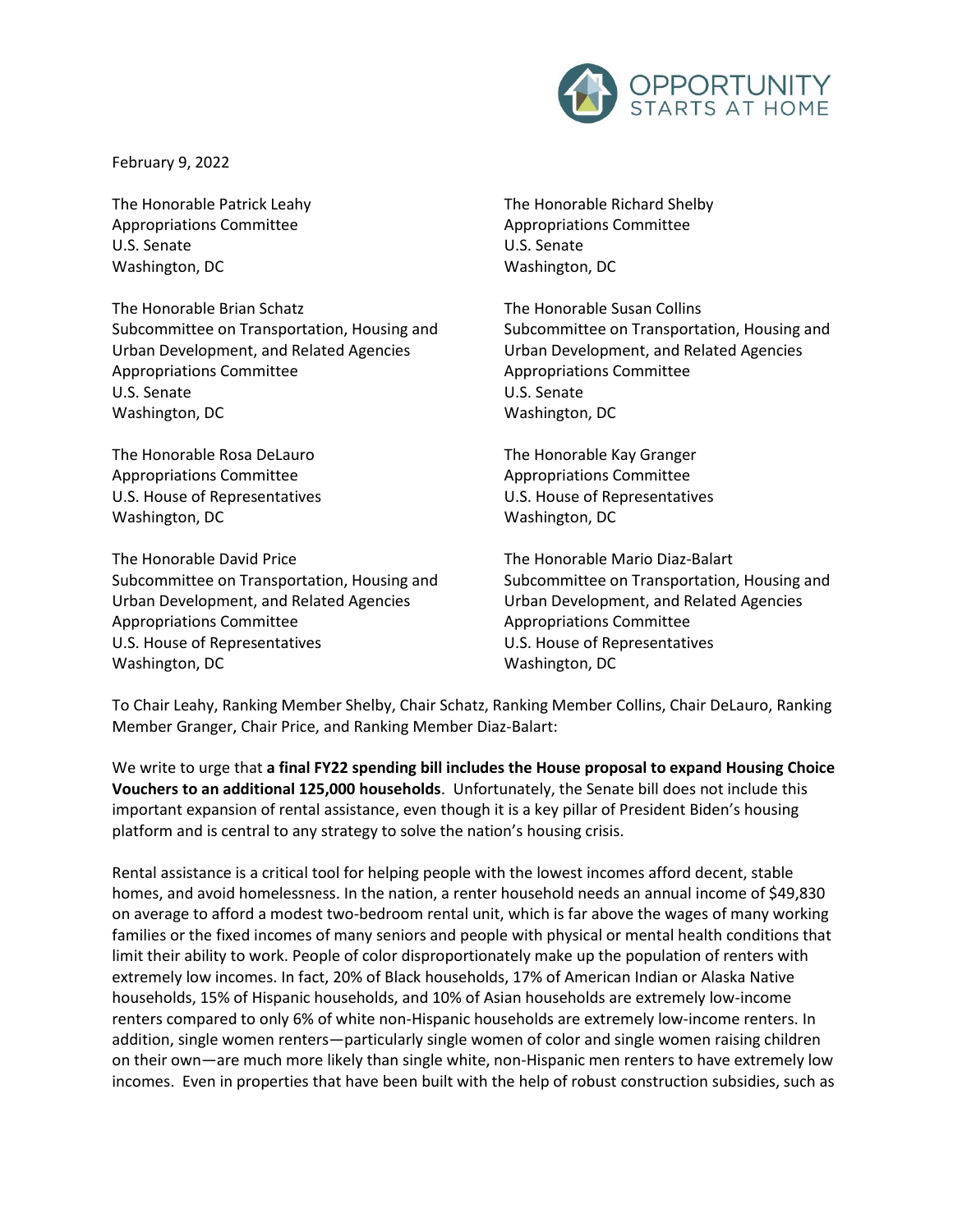February 9, 2022

The Honorable Patrick Leahy
Appropriations Committee
U.S. Senate
Washington, DC

The Honorable Richard Shelby
Appropriations Committee
U.S. Senate
Washington, DC

The Honorable Brian Schatz
Subcommittee on Transportation, Housing and Urban Development, and Related Agencies
Appropriations Committee
U.S. Senate
Washington, DC

The Honorable Susan Collins
Subcommittee on Transportation, Housing and Urban Development, and Related Agencies
Appropriations Committee
U.S. Senate
Washington, DC

The Honorable Rosa DeLauro
Appropriations Committee
U.S. House of Representatives
Washington, DC

The Honorable Kay Granger
Appropriations Committee
U.S. House of Representatives
Washington, DC

The Honorable David Price
Subcommittee on Transportation, Housing and Urban Development, and Related Agencies
Appropriations Committee
U.S. House of Representatives
Washington, DC

The Honorable Mario Diaz-Balart
Subcommittee on Transportation, Housing and Urban Development, and Related Agencies
Appropriations Committee
U.S. House of Representatives
Washington, DC

To Chair Leahy, Ranking Member Shelby, Chair Schatz, Ranking Member Collins, Chair DeLauro, Ranking Member Granger, Chair Price, and Ranking Member Diaz-Balart:

We write to urge that **a final FY22 spending bill includes the House proposal to expand Housing Choice Vouchers to an additional 125,000 households**. Unfortunately, the Senate bill does not include this important expansion of rental assistance, even though it is a key pillar of President Biden's housing platform and is central to any strategy to solve the nation's housing crisis.

Rental assistance is a critical tool for helping people with the lowest incomes afford decent, stable homes, and avoid homelessness. In the nation, a renter household needs an annual income of $49,830 on average to afford a modest two-bedroom rental unit, which is far above the wages of many working families or the fixed incomes of many seniors and people with physical or mental health conditions that limit their ability to work. People of color disproportionately make up the population of renters with extremely low incomes. In fact, 20% of Black households, 17% of American Indian or Alaska Native households, 15% of Hispanic households, and 10% of Asian households are extremely low-income renters compared to only 6% of white non-Hispanic households are extremely low-income renters. In addition, single women renters—particularly single women of color and single women raising children on their own—are much more likely than single white, non-Hispanic men renters to have extremely low incomes. Even in properties that have been built with the help of robust construction subsidies, such as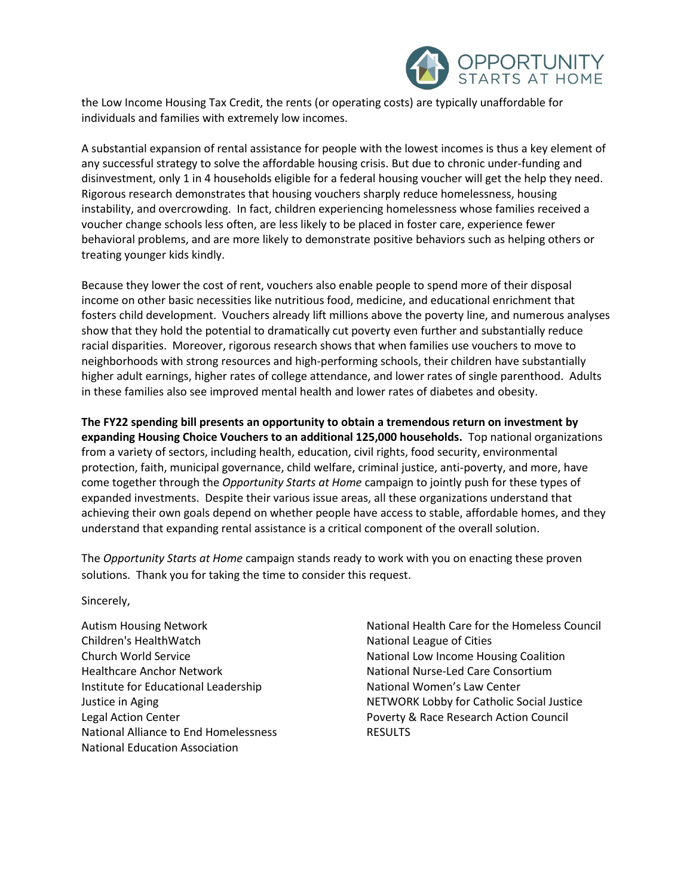the Low Income Housing Tax Credit, the rents (or operating costs) are typically unaffordable for individuals and families with extremely low incomes.

A substantial expansion of rental assistance for people with the lowest incomes is thus a key element of any successful strategy to solve the affordable housing crisis. But due to chronic under-funding and disinvestment, only 1 in 4 households eligible for a federal housing voucher will get the help they need. Rigorous research demonstrates that housing vouchers sharply reduce homelessness, housing instability, and overcrowding. In fact, children experiencing homelessness whose families received a voucher change schools less often, are less likely to be placed in foster care, experience fewer behavioral problems, and are more likely to demonstrate positive behaviors such as helping others or treating younger kids kindly.

Because they lower the cost of rent, vouchers also enable people to spend more of their disposal income on other basic necessities like nutritious food, medicine, and educational enrichment that fosters child development. Vouchers already lift millions above the poverty line, and numerous analyses show that they hold the potential to dramatically cut poverty even further and substantially reduce racial disparities. Moreover, rigorous research shows that when families use vouchers to move to neighborhoods with strong resources and high-performing schools, their children have substantially higher adult earnings, higher rates of college attendance, and lower rates of single parenthood. Adults in these families also see improved mental health and lower rates of diabetes and obesity.

**The FY22 spending bill presents an opportunity to obtain a tremendous return on investment by expanding Housing Choice Vouchers to an additional 125,000 households.** Top national organizations from a variety of sectors, including health, education, civil rights, food security, environmental protection, faith, municipal governance, child welfare, criminal justice, anti-poverty, and more, have come together through the *Opportunity Starts at Home* campaign to jointly push for these types of expanded investments. Despite their various issue areas, all these organizations understand that achieving their own goals depend on whether people have access to stable, affordable homes, and they understand that expanding rental assistance is a critical component of the overall solution.

The *Opportunity Starts at Home* campaign stands ready to work with you on enacting these proven solutions. Thank you for taking the time to consider this request.

Sincerely,

Autism Housing Network
Children's HealthWatch
Church World Service
Healthcare Anchor Network
Institute for Educational Leadership
Justice in Aging
Legal Action Center
National Alliance to End Homelessness
National Education Association
National Health Care for the Homeless Council
National League of Cities
National Low Income Housing Coalition
National Nurse-Led Care Consortium
National Women's Law Center
NETWORK Lobby for Catholic Social Justice
Poverty & Race Research Action Council
RESULTS